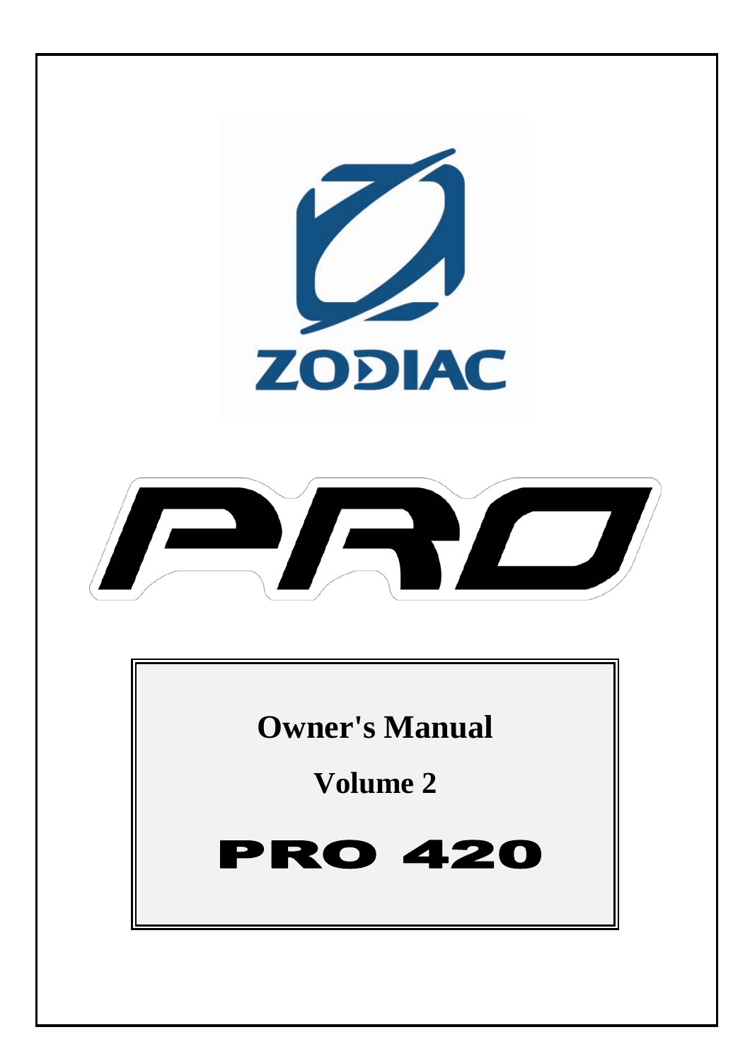ZODIAC

PRO

# Owner's Manual

## Volume 2

# PRO 420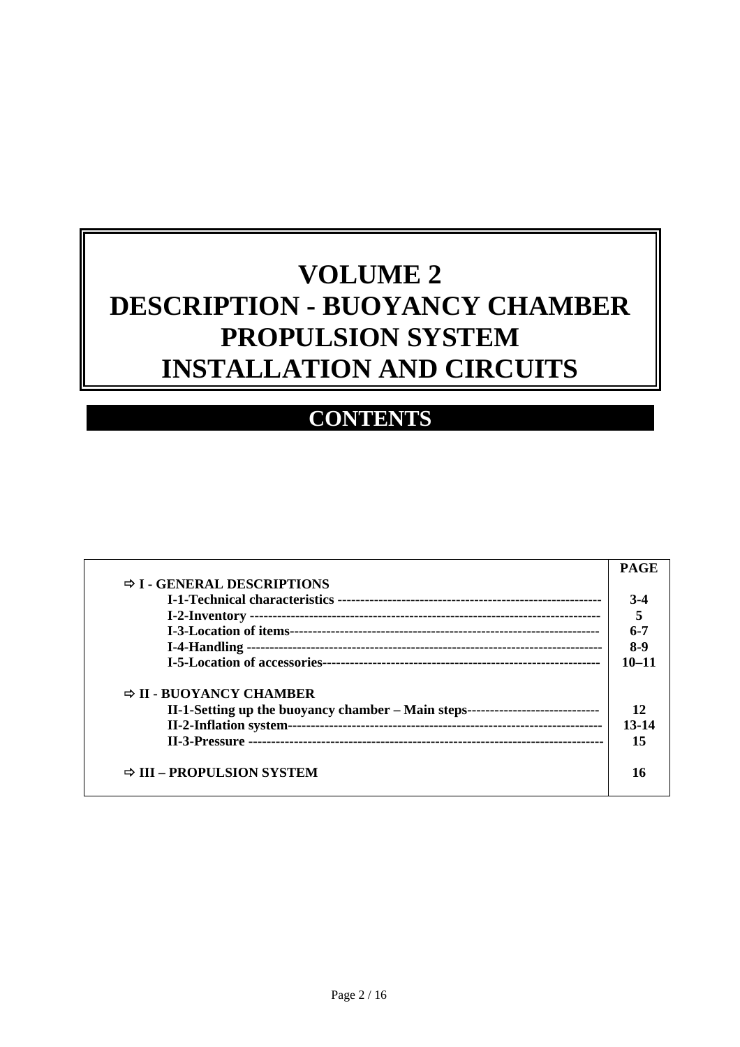# VOLUME 2
# DESCRIPTION - BUOYANCY CHAMBER
# PROPULSION SYSTEM
# INSTALLATION AND CIRCUITS

## CONTENTS

| | PAGE |
|---|---|
| ⇨ **I - GENERAL DESCRIPTIONS** | |
| **I-1-Technical characteristics** ---------------------------------------------------------- | **3-4** |
| **I-2-Inventory** ---------------------------------------------------------------------------- | **5** |
| **I-3-Location of items**------------------------------------------------------------------- | **6-7** |
| **I-4-Handling** ---------------------------------------------------------------------------- | **8-9** |
| **I-5-Location of accessories**------------------------------------------------------------ | **10–11** |
| ⇨ **II - BUOYANCY CHAMBER** | |
| **II-1-Setting up the buoyancy chamber – Main steps**----------------------------- | **12** |
| **II-2-Inflation system**-------------------------------------------------------------------- | **13-14** |
| **II-3-Pressure** ---------------------------------------------------------------------------- | **15** |
| ⇨ **III – PROPULSION SYSTEM** | **16** |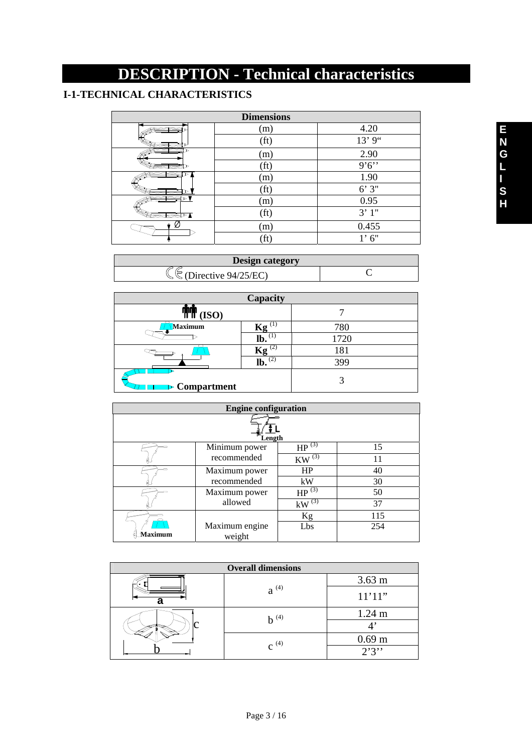# DESCRIPTION - Technical characteristics

## I-1-TECHNICAL CHARACTERISTICS

| Dimensions | | |
|---|---|---|
| | (m) | 4.20 |
| | (ft) | 13' 9" |
| | (m) | 2.90 |
| | (ft) | 9'6'' |
| | (m) | 1.90 |
| | (ft) | 6' 3" |
| | (m) | 0.95 |
| | (ft) | 3' 1" |
| Ø | (m) | 0.455 |
| | (ft) | 1' 6" |

| Design category | |
|---|---|
| CE (Directive 94/25/EC) | C |

| Capacity | | |
|---|---|---|
| (ISO) | | 7 |
| Maximum | Kg (1) | 780 |
| | lb. (1) | 1720 |
| | Kg (2) | 181 |
| | lb. (2) | 399 |
| Compartment | | 3 |

| Engine configuration | | | |
|---|---|---|---|
| L Length | | | |
| | Minimum power recommended | HP (3) | 15 |
| | | KW (3) | 11 |
| | Maximum power recommended | HP | 40 |
| | | kW | 30 |
| | Maximum power allowed | HP (3) | 50 |
| | | kW (3) | 37 |
| Maximum | Maximum engine weight | Kg | 115 |
| | | Lbs | 254 |

| Overall dimensions | | |
|---|---|---|
| a | a (4) | 3.63 m |
| | | 11'11" |
| b, c | b (4) | 1.24 m |
| | | 4' |
| | c (4) | 0.69 m |
| | | 2'3'' |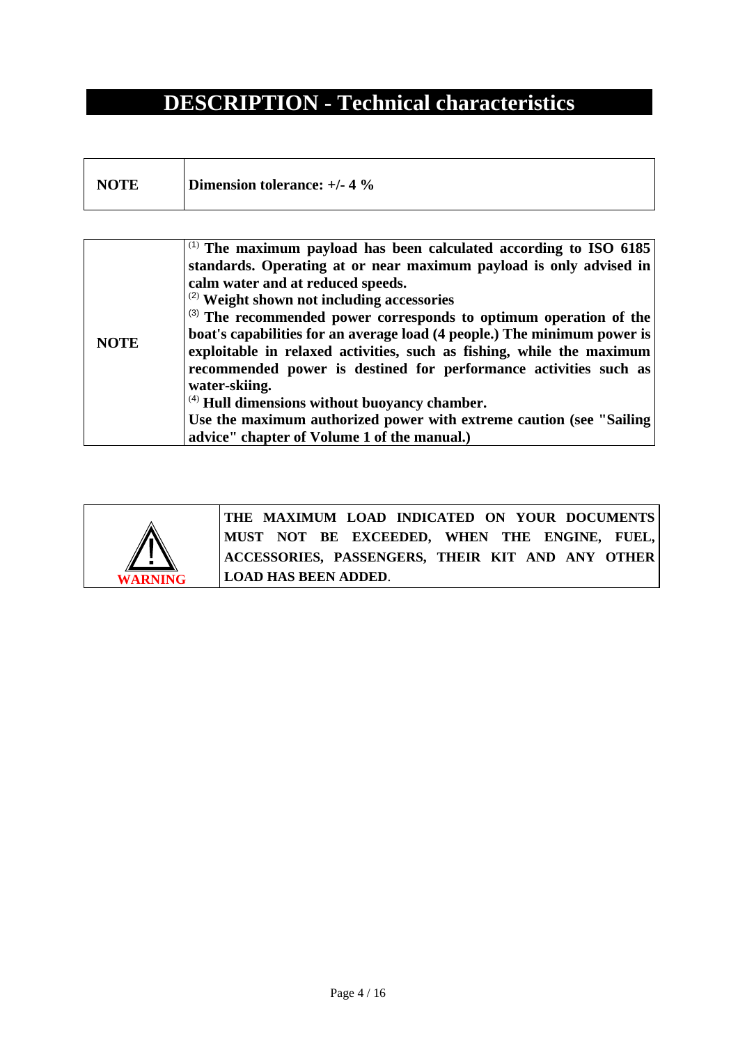# DESCRIPTION - Technical characteristics

| NOTE | Dimension tolerance: +/- 4 % |
|---|---|

| NOTE | [1] The maximum payload has been calculated according to ISO 6185 standards. Operating at or near maximum payload is only advised in calm water and at reduced speeds.<br>[2] Weight shown not including accessories<br>[3] The recommended power corresponds to optimum operation of the boat's capabilities for an average load (4 people.) The minimum power is exploitable in relaxed activities, such as fishing, while the maximum recommended power is destined for performance activities such as water-skiing.<br>[4] Hull dimensions without buoyancy chamber.<br>Use the maximum authorized power with extreme caution (see "Sailing advice" chapter of Volume 1 of the manual.) |
|---|---|

| ⚠ WARNING | **THE MAXIMUM LOAD INDICATED ON YOUR DOCUMENTS MUST NOT BE EXCEEDED, WHEN THE ENGINE, FUEL, ACCESSORIES, PASSENGERS, THEIR KIT AND ANY OTHER LOAD HAS BEEN ADDED**. |
|---|---|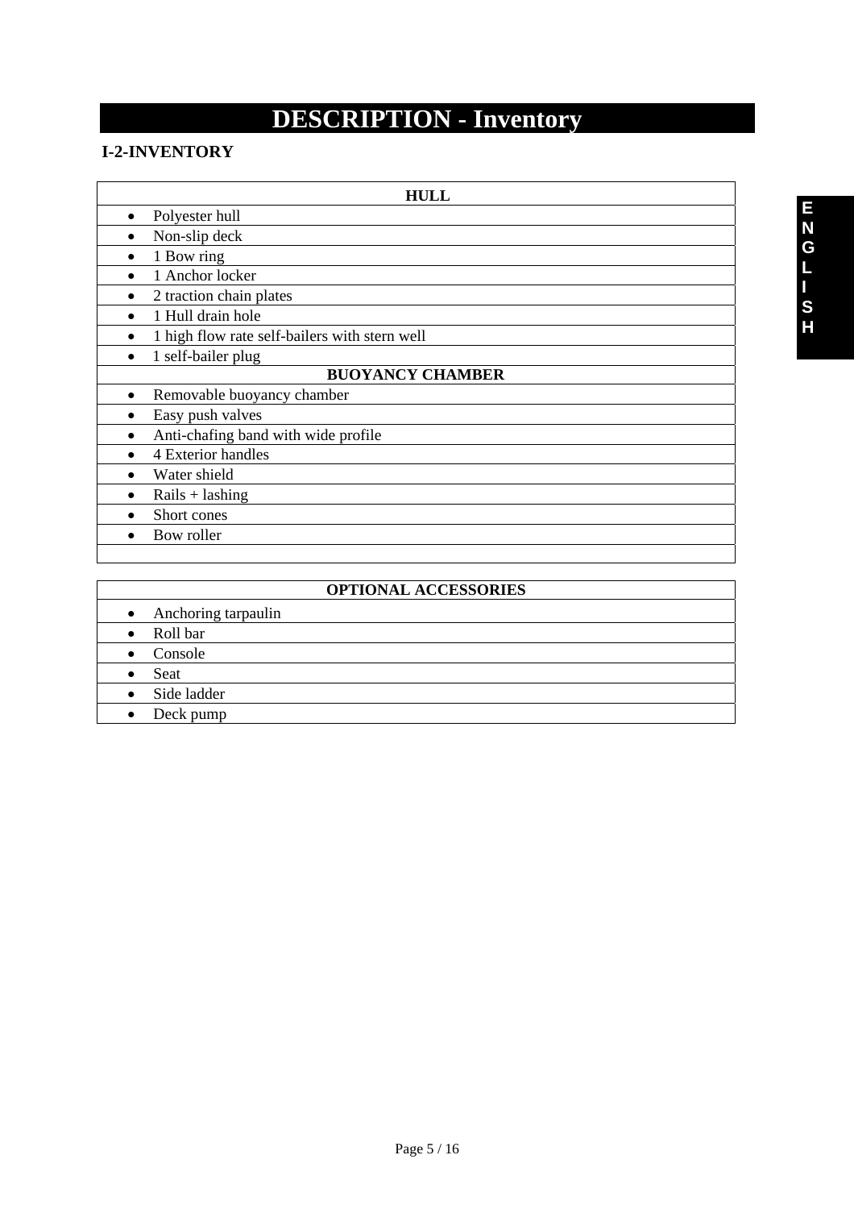# DESCRIPTION - Inventory

## I-2-INVENTORY

| HULL |
| --- |
| • Polyester hull |
| • Non-slip deck |
| • 1 Bow ring |
| • 1 Anchor locker |
| • 2 traction chain plates |
| • 1 Hull drain hole |
| • 1 high flow rate self-bailers with stern well |
| • 1 self-bailer plug |
| **BUOYANCY CHAMBER** |
| • Removable buoyancy chamber |
| • Easy push valves |
| • Anti-chafing band with wide profile |
| • 4 Exterior handles |
| • Water shield |
| • Rails + lashing |
| • Short cones |
| • Bow roller |
| |

| OPTIONAL ACCESSORIES |
| --- |
| • Anchoring tarpaulin |
| • Roll bar |
| • Console |
| • Seat |
| • Side ladder |
| • Deck pump |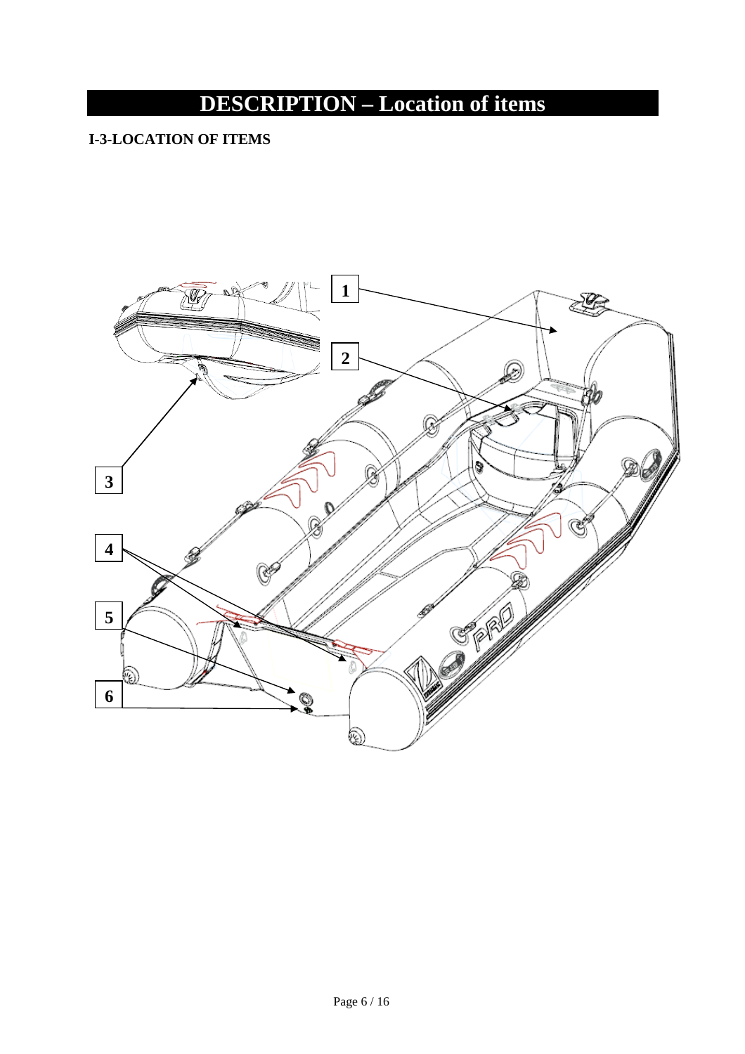# DESCRIPTION – Location of items

**I-3-LOCATION OF ITEMS**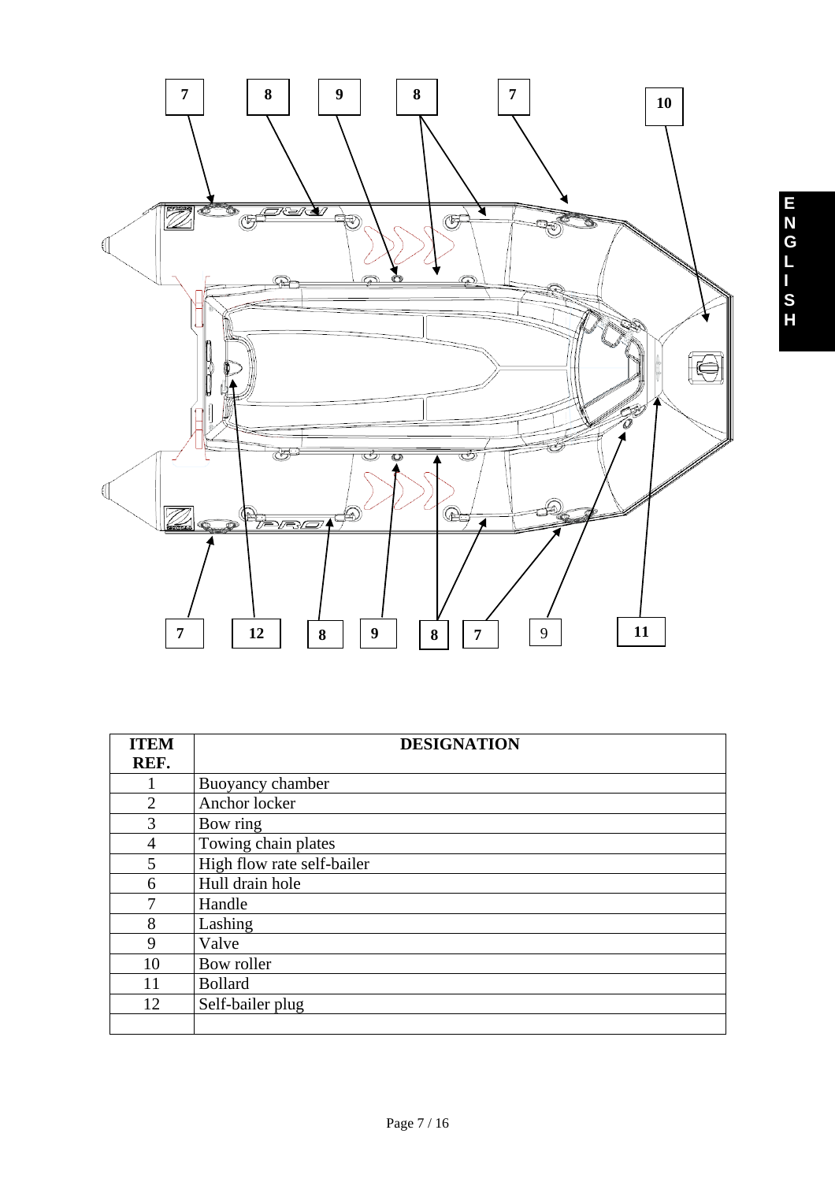| ITEM REF. | DESIGNATION |
|---|---|
| 1 | Buoyancy chamber |
| 2 | Anchor locker |
| 3 | Bow ring |
| 4 | Towing chain plates |
| 5 | High flow rate self-bailer |
| 6 | Hull drain hole |
| 7 | Handle |
| 8 | Lashing |
| 9 | Valve |
| 10 | Bow roller |
| 11 | Bollard |
| 12 | Self-bailer plug |
| | |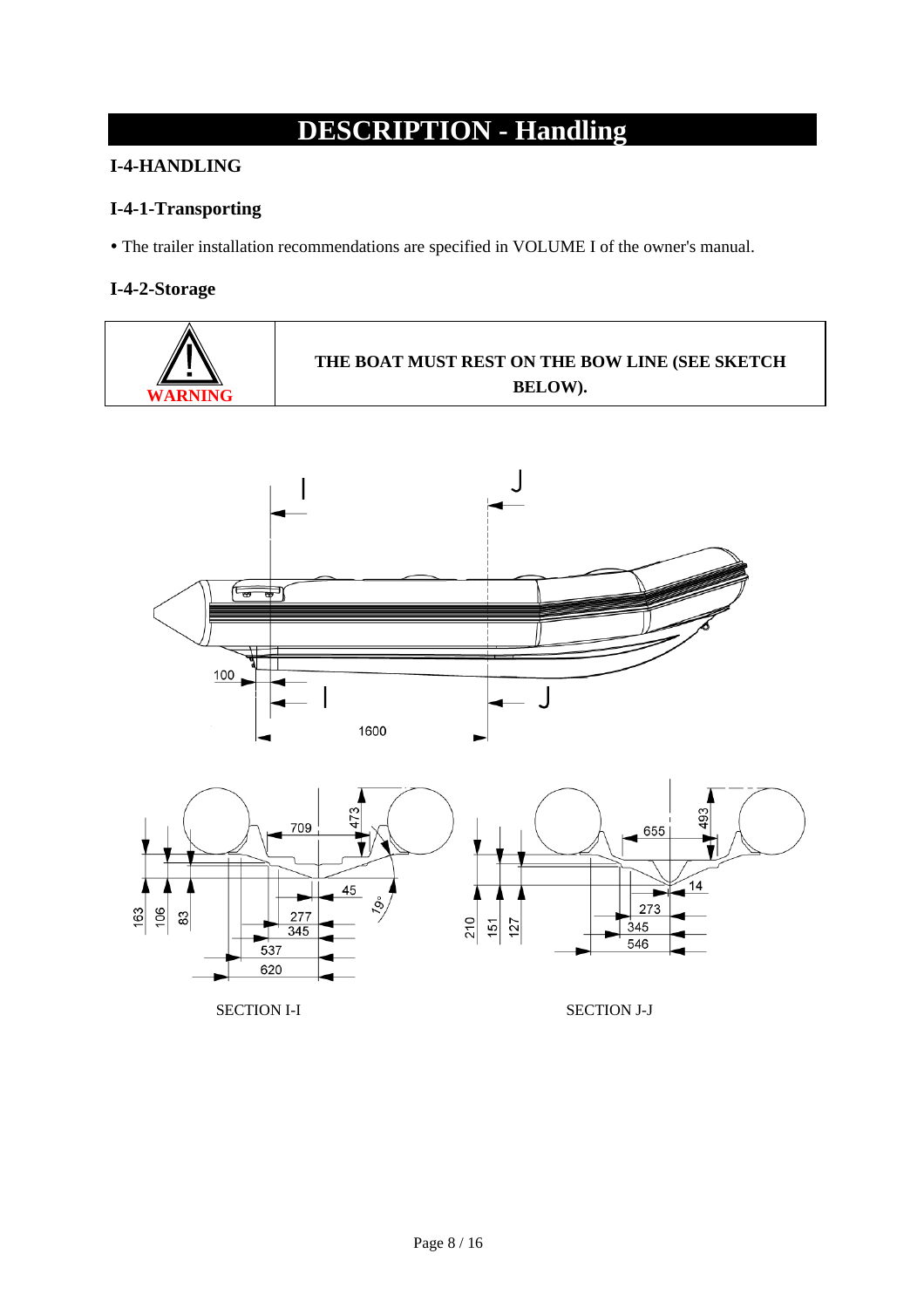# DESCRIPTION - Handling

## I-4-HANDLING

### I-4-1-Transporting

- The trailer installation recommendations are specified in VOLUME I of the owner's manual.

### I-4-2-Storage

| WARNING | THE BOAT MUST REST ON THE BOW LINE (SEE SKETCH BELOW). |
|---|---|

SECTION I-I

SECTION J-J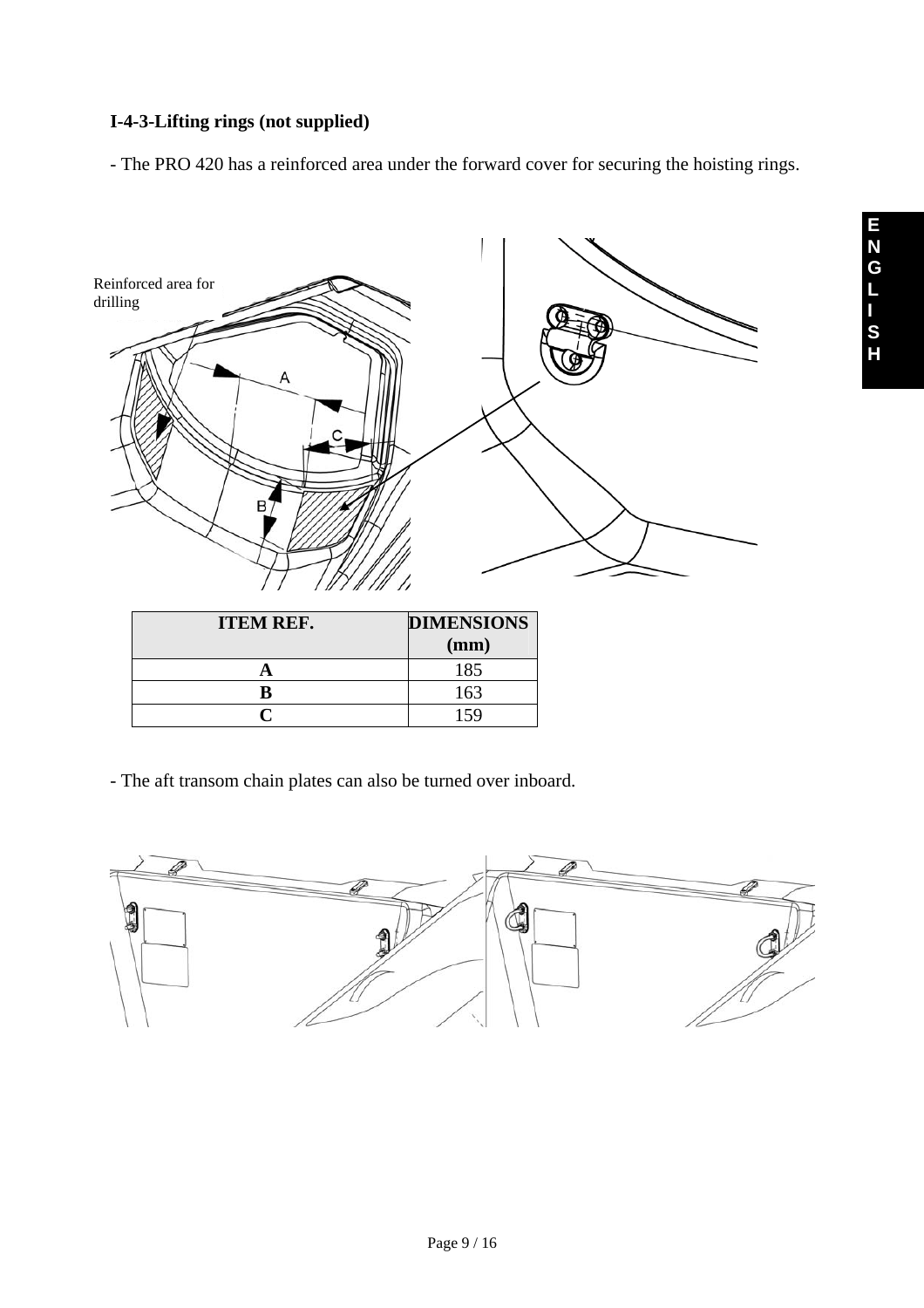### I-4-3-Lifting rings (not supplied)

- The PRO 420 has a reinforced area under the forward cover for securing the hoisting rings.

Reinforced area for drilling

| ITEM REF. | DIMENSIONS (mm) |
|---|---|
| A | 185 |
| B | 163 |
| C | 159 |

- The aft transom chain plates can also be turned over inboard.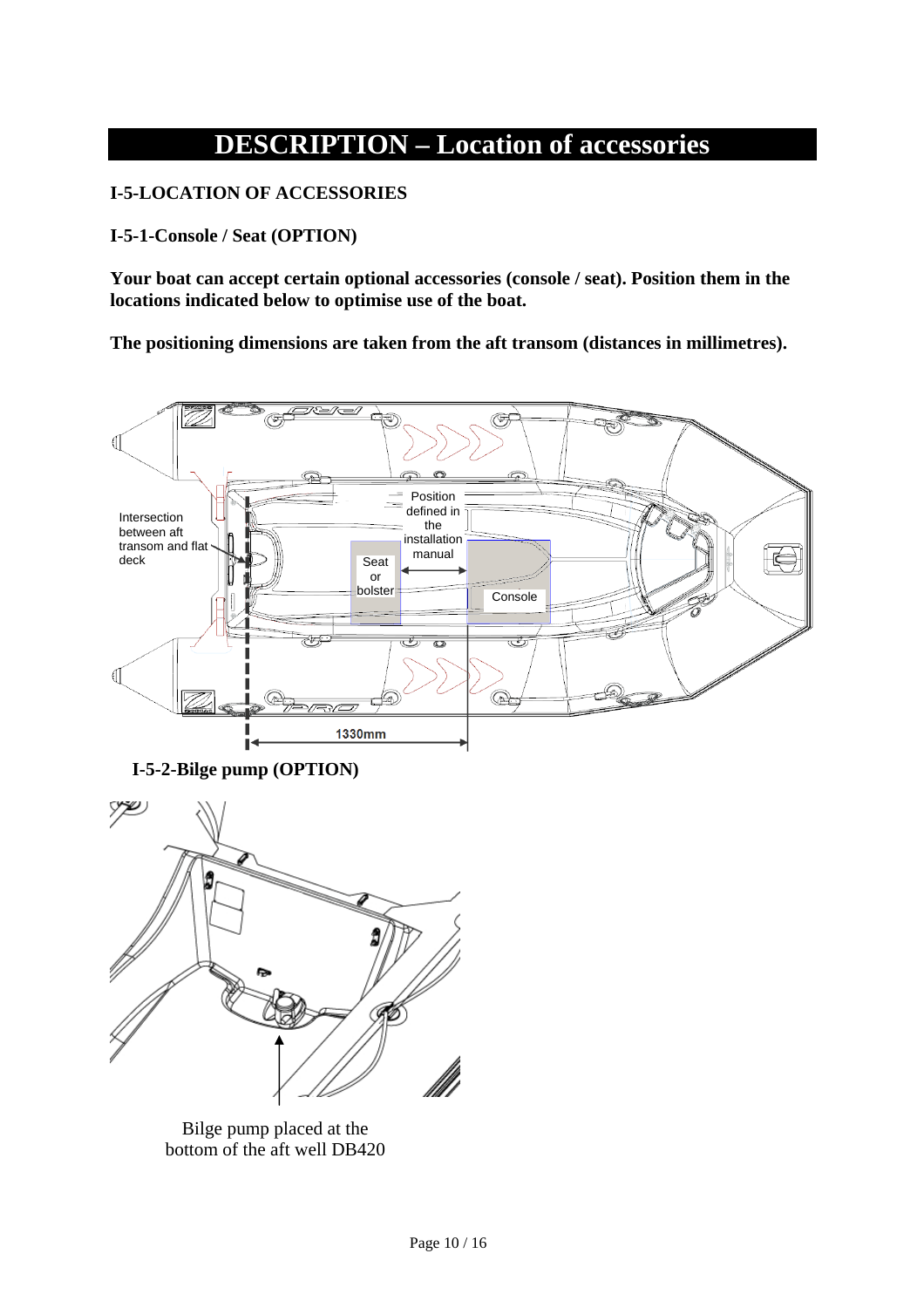# DESCRIPTION – Location of accessories

## I-5-LOCATION OF ACCESSORIES

### I-5-1-Console / Seat (OPTION)

**Your boat can accept certain optional accessories (console / seat). Position them in the locations indicated below to optimise use of the boat.**

**The positioning dimensions are taken from the aft transom (distances in millimetres).**

Intersection between aft transom and flat deck

Seat or bolster

Position defined in the installation manual

Console

1330mm

### I-5-2-Bilge pump (OPTION)

Bilge pump placed at the bottom of the aft well DB420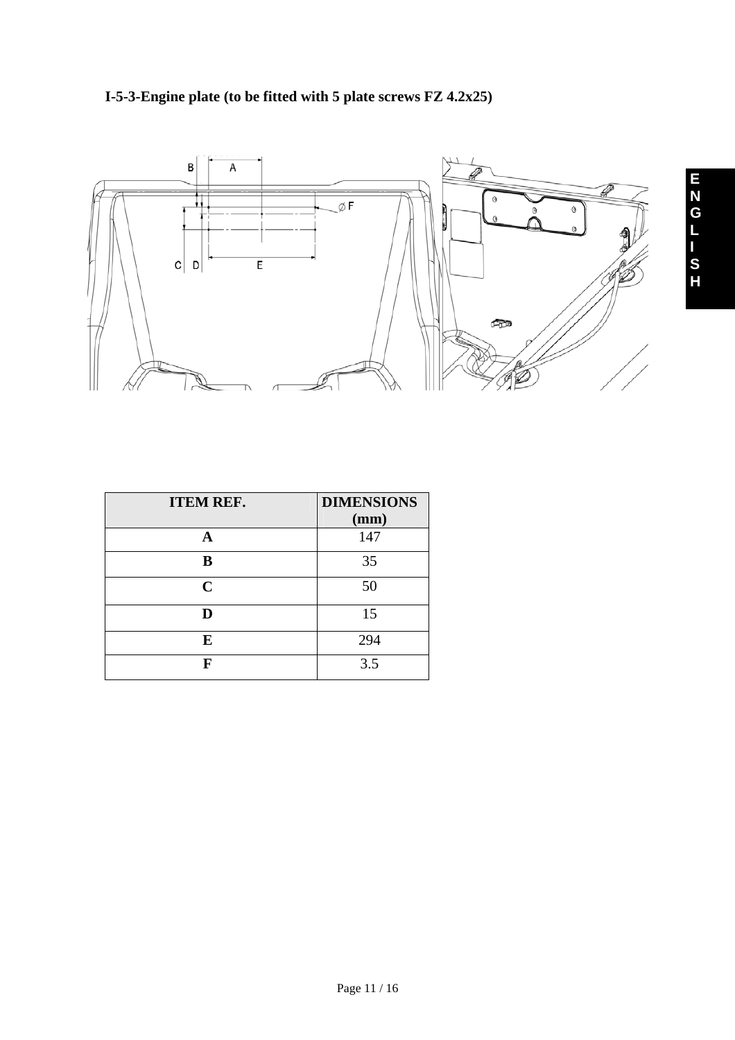### I-5-3-Engine plate (to be fitted with 5 plate screws FZ 4.2x25)

| ITEM REF. | DIMENSIONS (mm) |
|---|---|
| **A** | 147 |
| **B** | 35 |
| **C** | 50 |
| **D** | 15 |
| **E** | 294 |
| **F** | 3.5 |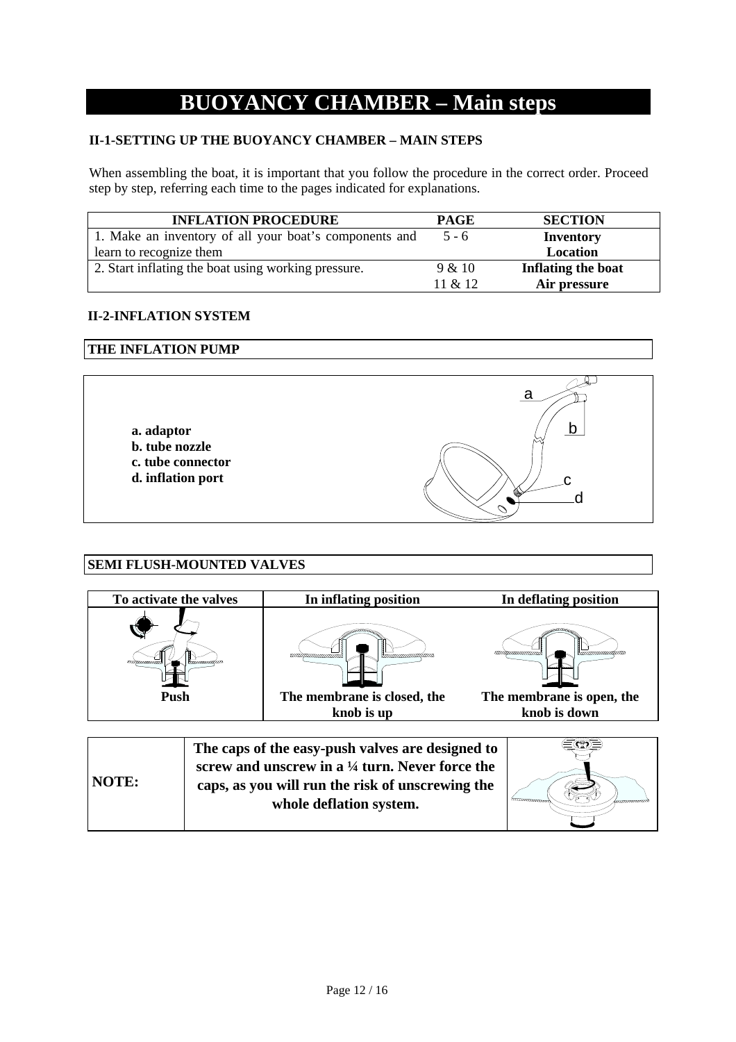# BUOYANCY CHAMBER – Main steps

### II-1-SETTING UP THE BUOYANCY CHAMBER – MAIN STEPS

When assembling the boat, it is important that you follow the procedure in the correct order. Proceed step by step, referring each time to the pages indicated for explanations.

| INFLATION PROCEDURE | PAGE | SECTION |
|---|---|---|
| 1. Make an inventory of all your boat's components and learn to recognize them | 5 - 6 | **Inventory Location** |
| 2. Start inflating the boat using working pressure. | 9 & 10<br>11 & 12 | **Inflating the boat**<br>**Air pressure** |

### II-2-INFLATION SYSTEM

**THE INFLATION PUMP**

**a. adaptor**
**b. tube nozzle**
**c. tube connector**
**d. inflation port**

**SEMI FLUSH-MOUNTED VALVES**

| To activate the valves | In inflating position | In deflating position |
|---|---|---|
| **Push** | **The membrane is closed, the knob is up** | **The membrane is open, the knob is down** |

| | |
|---|---|
| **NOTE:** | **The caps of the easy-push valves are designed to screw and unscrew in a ¼ turn. Never force the caps, as you will run the risk of unscrewing the whole deflation system.** |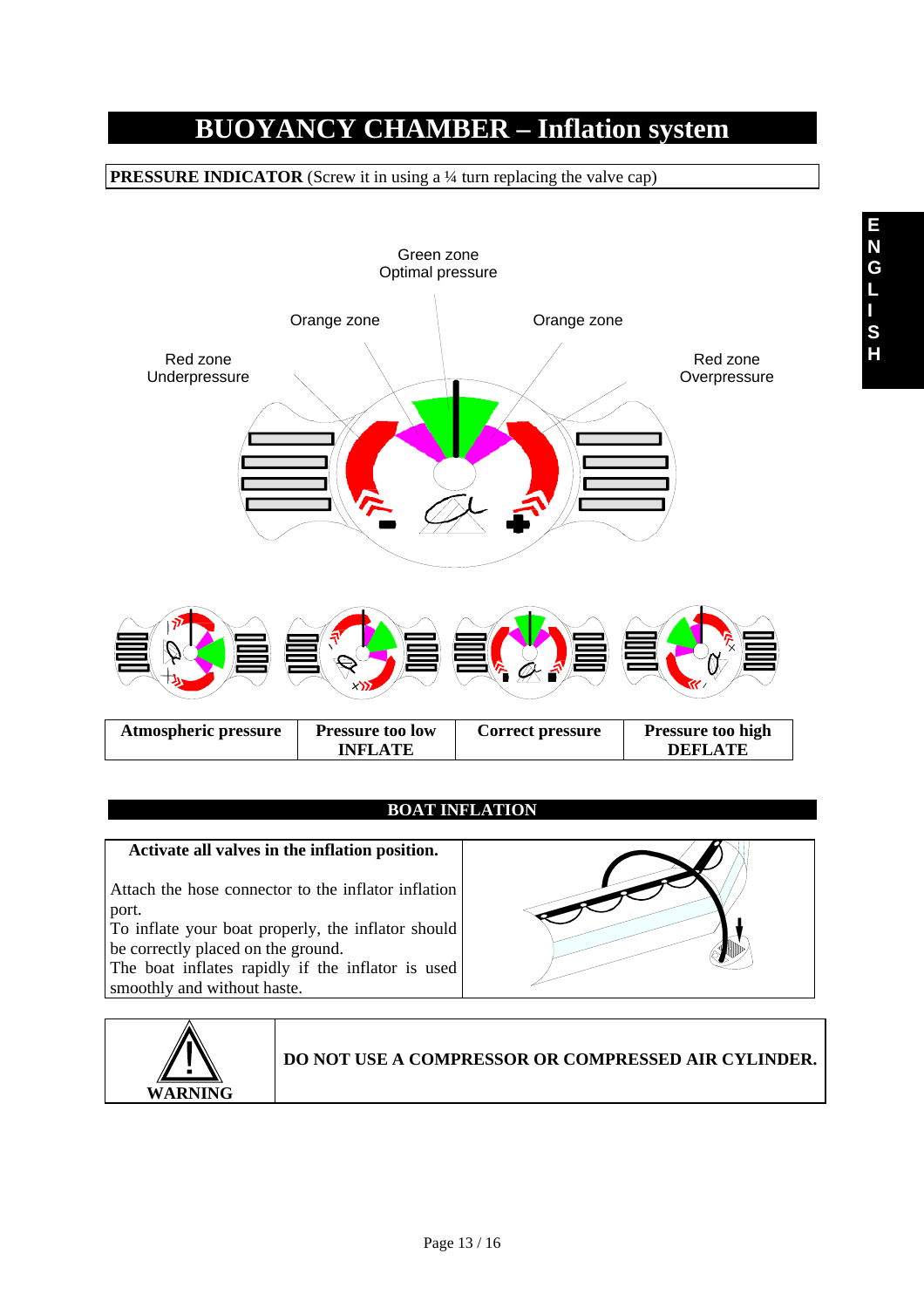# BUOYANCY CHAMBER – Inflation system

**PRESSURE INDICATOR** (Screw it in using a ¼ turn replacing the valve cap)

Green zone
Optimal pressure

Orange zone

Orange zone

Red zone
Underpressure

Red zone
Overpressure

| Atmospheric pressure | Pressure too low INFLATE | Correct pressure | Pressure too high DEFLATE |
|---|---|---|---|

## BOAT INFLATION

**Activate all valves in the inflation position.**

Attach the hose connector to the inflator inflation port.
To inflate your boat properly, the inflator should be correctly placed on the ground.
The boat inflates rapidly if the inflator is used smoothly and without haste.

| WARNING | DO NOT USE A COMPRESSOR OR COMPRESSED AIR CYLINDER. |
|---|---|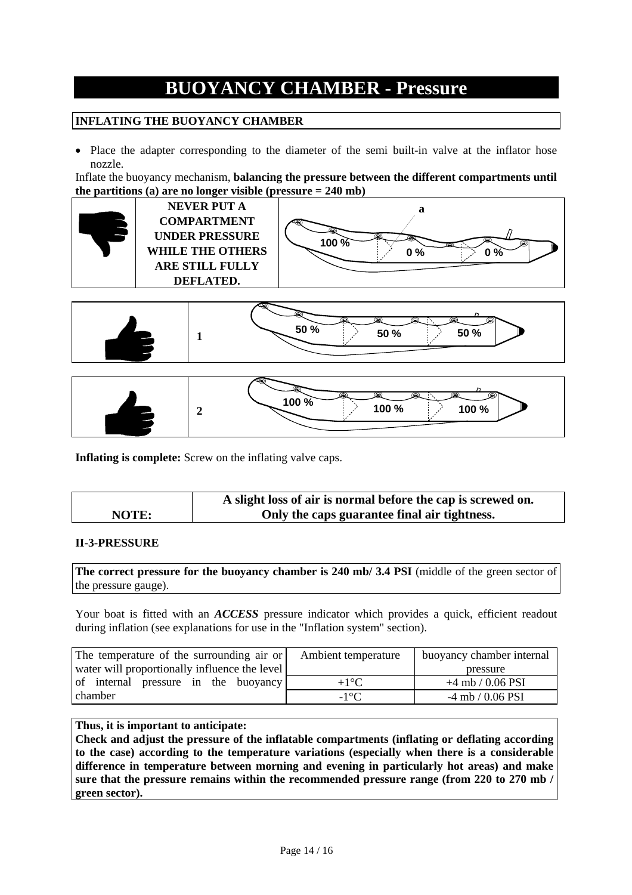# BUOYANCY CHAMBER - Pressure

## INFLATING THE BUOYANCY CHAMBER

- Place the adapter corresponding to the diameter of the semi built-in valve at the inflator hose nozzle.

Inflate the buoyancy mechanism, **balancing the pressure between the different compartments until the partitions (a) are no longer visible (pressure = 240 mb)**

| | |
|---|---|
| **NEVER PUT A COMPARTMENT UNDER PRESSURE WHILE THE OTHERS ARE STILL FULLY DEFLATED.** | a — 100 % — 0 % — 0 % |

| | |
|---|---|
| 1 | 50 % — 50 % — 50 % |

| | |
|---|---|
| 2 | 100 % — 100 % — 100 % |

**Inflating is complete:** Screw on the inflating valve caps.

| NOTE: | **A slight loss of air is normal before the cap is screwed on. Only the caps guarantee final air tightness.** |
|---|---|

### II-3-PRESSURE

**The correct pressure for the buoyancy chamber is 240 mb/ 3.4 PSI** (middle of the green sector of the pressure gauge).

Your boat is fitted with an ***ACCESS*** pressure indicator which provides a quick, efficient readout during inflation (see explanations for use in the "Inflation system" section).

| The temperature of the surrounding air or water will proportionally influence the level of internal pressure in the buoyancy chamber | Ambient temperature | buoyancy chamber internal pressure |
|---|---|---|
| | +1°C | +4 mb / 0.06 PSI |
| | -1°C | -4 mb / 0.06 PSI |

**Thus, it is important to anticipate:**
**Check and adjust the pressure of the inflatable compartments (inflating or deflating according to the case) according to the temperature variations (especially when there is a considerable difference in temperature between morning and evening in particularly hot areas) and make sure that the pressure remains within the recommended pressure range (from 220 to 270 mb / green sector).**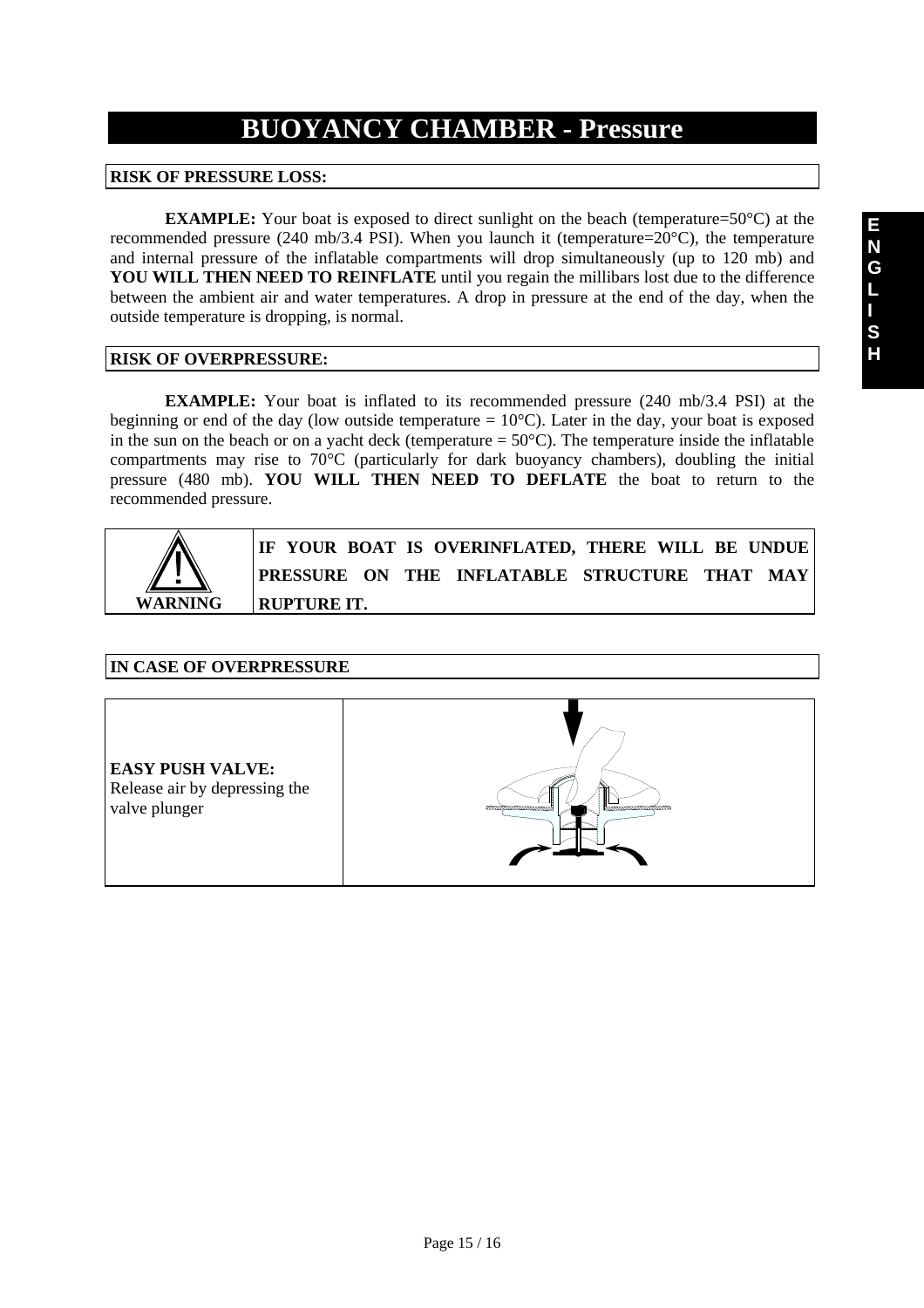# BUOYANCY CHAMBER - Pressure

## RISK OF PRESSURE LOSS:

**EXAMPLE:** Your boat is exposed to direct sunlight on the beach (temperature=50°C) at the recommended pressure (240 mb/3.4 PSI). When you launch it (temperature=20°C), the temperature and internal pressure of the inflatable compartments will drop simultaneously (up to 120 mb) and **YOU WILL THEN NEED TO REINFLATE** until you regain the millibars lost due to the difference between the ambient air and water temperatures. A drop in pressure at the end of the day, when the outside temperature is dropping, is normal.

## RISK OF OVERPRESSURE:

**EXAMPLE:** Your boat is inflated to its recommended pressure (240 mb/3.4 PSI) at the beginning or end of the day (low outside temperature = 10°C). Later in the day, your boat is exposed in the sun on the beach or on a yacht deck (temperature = 50°C). The temperature inside the inflatable compartments may rise to 70°C (particularly for dark buoyancy chambers), doubling the initial pressure (480 mb). **YOU WILL THEN NEED TO DEFLATE** the boat to return to the recommended pressure.

| WARNING | IF YOUR BOAT IS OVERINFLATED, THERE WILL BE UNDUE PRESSURE ON THE INFLATABLE STRUCTURE THAT MAY RUPTURE IT. |
|---|---|

## IN CASE OF OVERPRESSURE

| **EASY PUSH VALVE:** Release air by depressing the valve plunger | |
|---|---|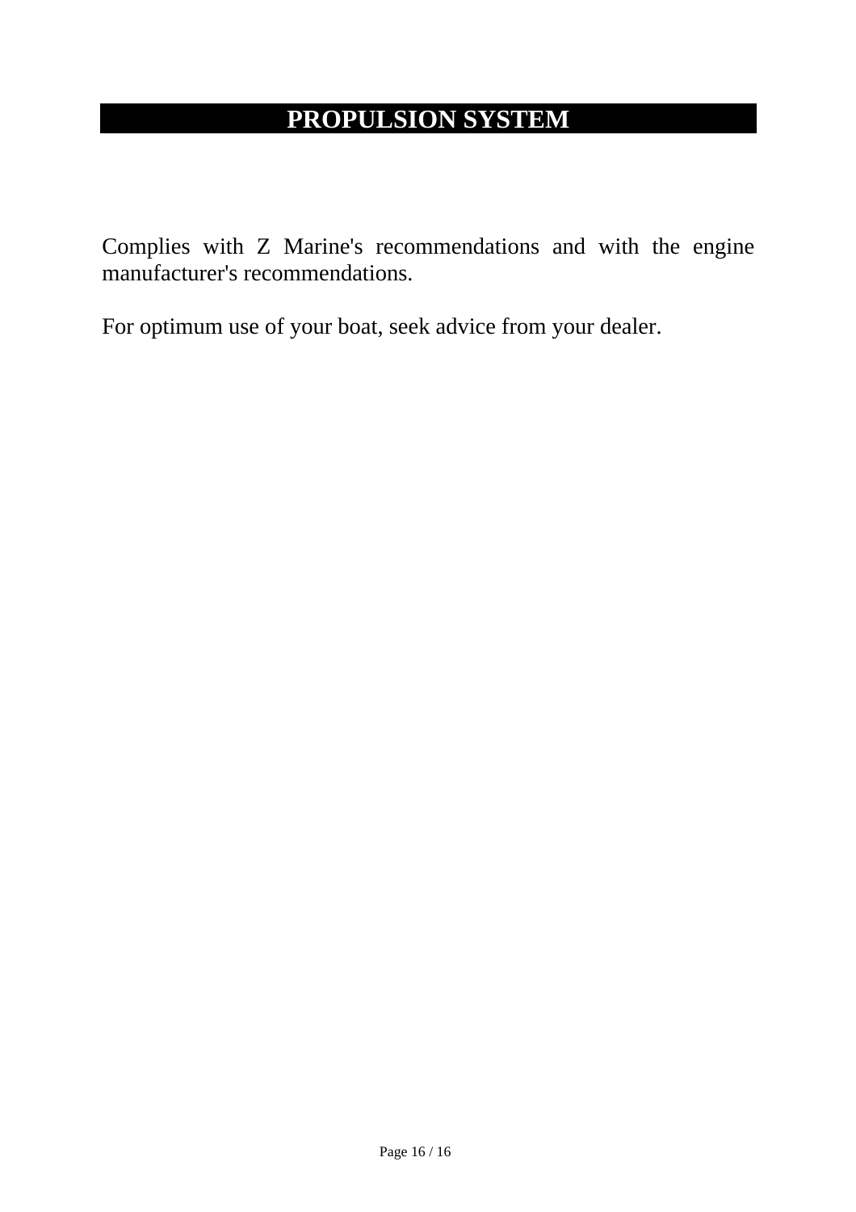# PROPULSION SYSTEM

Complies with Z Marine's recommendations and with the engine manufacturer's recommendations.

For optimum use of your boat, seek advice from your dealer.